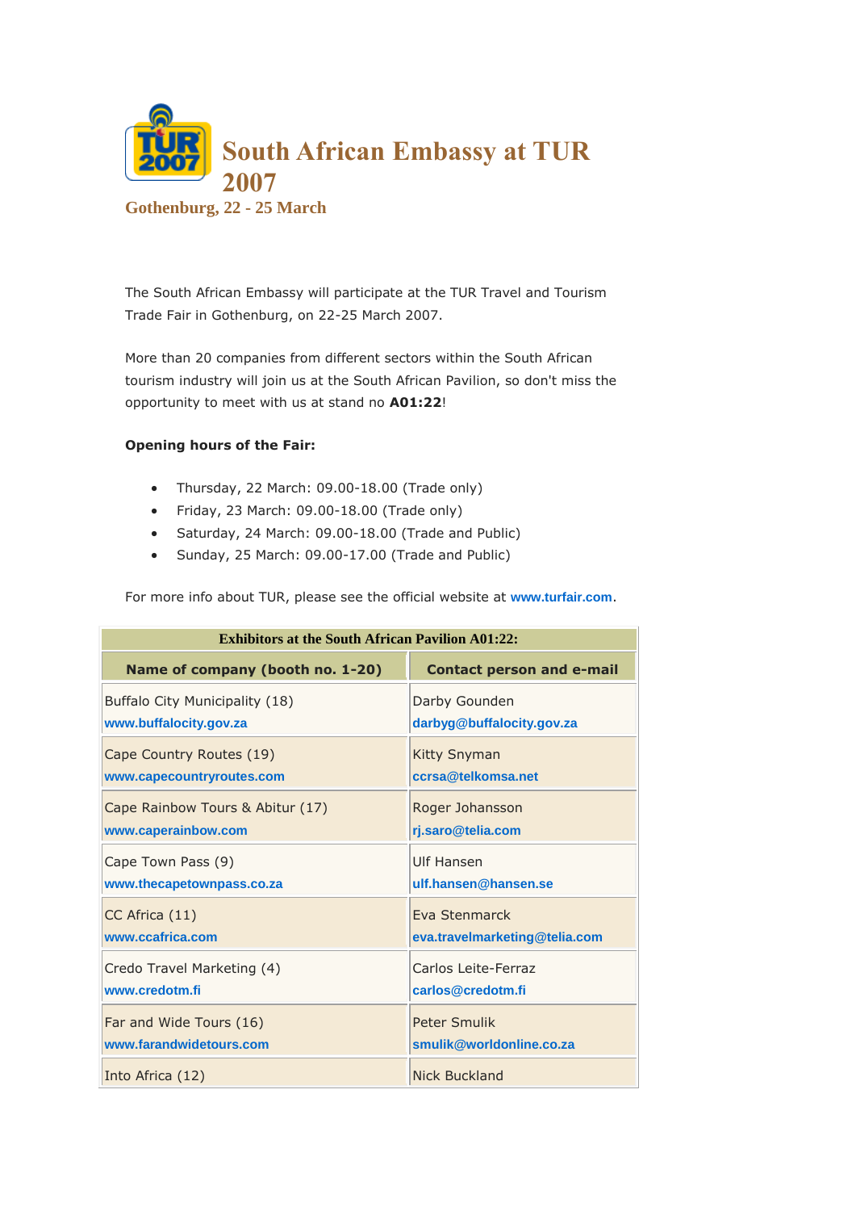# South African Embassy at TUR 2007

### Gothenburg, 22 - 25 March

The South African Embassy will participate at the TUR Travel and Tourism Trade Fair in Gothenburg, on 22-25 March 2007.

More than 20 companies from different sectors within the South African tourism industry will join us at the South African Pavilion, so don't miss the opportunity to meet with us at stand no **A01:22**!

**Opening hours of the Fair:**

- Thursday, 22 March: 09.00-18.00 (Trade only)
- Friday, 23 March: 09.00-18.00 (Trade only)
- Saturday, 24 March: 09.00-18.00 (Trade and Public)
- Sunday, 25 March: 09.00-17.00 (Trade and Public)

For more info about TUR, please see the official website at www.turfair.com.

| Exhibitors at the South African Pavilion A01:22: | |
|---|---|
| **Name of company (booth no. 1-20)** | **Contact person and e-mail** |
| Buffalo City Municipality (18) www.buffalocity.gov.za | Darby Gounden darbyg@buffalocity.gov.za |
| Cape Country Routes (19) www.capecountryroutes.com | Kitty Snyman ccrsa@telkomsa.net |
| Cape Rainbow Tours & Abitur (17) www.caperainbow.com | Roger Johansson rj.saro@telia.com |
| Cape Town Pass (9) www.thecapetownpass.co.za | Ulf Hansen ulf.hansen@hansen.se |
| CC Africa (11) www.ccafrica.com | Eva Stenmarck eva.travelmarketing@telia.com |
| Credo Travel Marketing (4) www.credotm.fi | Carlos Leite-Ferraz carlos@credotm.fi |
| Far and Wide Tours (16) www.farandwidetours.com | Peter Smulik smulik@worldonline.co.za |
| Into Africa (12) | Nick Buckland |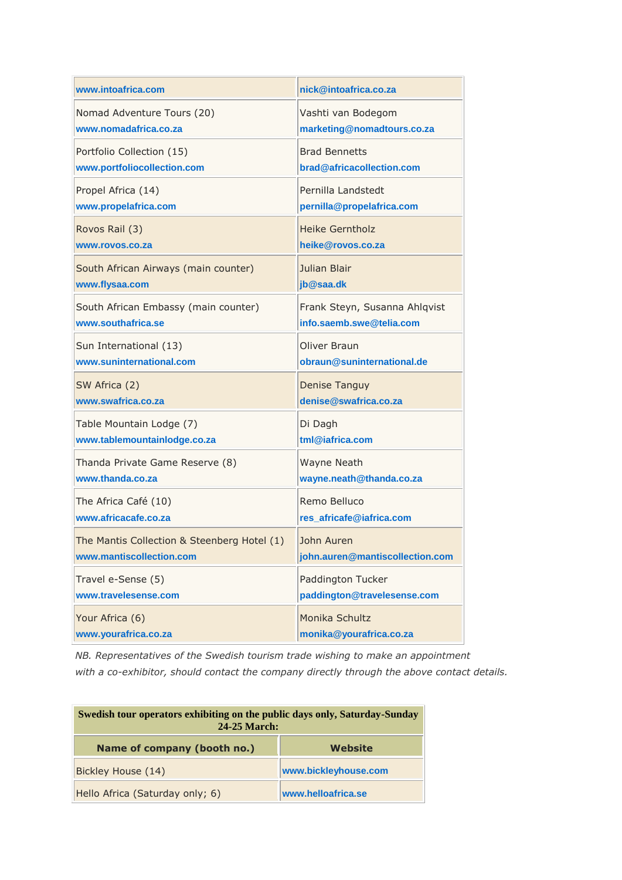| | |
|---|---|
| www.intoafrica.com | nick@intoafrica.co.za |
| Nomad Adventure Tours (20)<br>www.nomadafrica.co.za | Vashti van Bodegom<br>marketing@nomadtours.co.za |
| Portfolio Collection (15)<br>www.portfoliocollection.com | Brad Bennetts<br>brad@africacollection.com |
| Propel Africa (14)<br>www.propelafrica.com | Pernilla Landstedt<br>pernilla@propelafrica.com |
| Rovos Rail (3)<br>www.rovos.co.za | Heike Gerntholz<br>heike@rovos.co.za |
| South African Airways (main counter)<br>www.flysaa.com | Julian Blair<br>jb@saa.dk |
| South African Embassy (main counter)<br>www.southafrica.se | Frank Steyn, Susanna Ahlqvist<br>info.saemb.swe@telia.com |
| Sun International (13)<br>www.suninternational.com | Oliver Braun<br>obraun@suninternational.de |
| SW Africa (2)<br>www.swafrica.co.za | Denise Tanguy<br>denise@swafrica.co.za |
| Table Mountain Lodge (7)<br>www.tablemountainlodge.co.za | Di Dagh<br>tml@iafrica.com |
| Thanda Private Game Reserve (8)<br>www.thanda.co.za | Wayne Neath<br>wayne.neath@thanda.co.za |
| The Africa Café (10)<br>www.africacafe.co.za | Remo Belluco<br>res_africafe@iafrica.com |
| The Mantis Collection & Steenberg Hotel (1)<br>www.mantiscollection.com | John Auren<br>john.auren@mantiscollection.com |
| Travel e-Sense (5)<br>www.travelesense.com | Paddington Tucker<br>paddington@travelesense.com |
| Your Africa (6)<br>www.yourafrica.co.za | Monika Schultz<br>monika@yourafrica.co.za |

*NB. Representatives of the Swedish tourism trade wishing to make an appointment with a co-exhibitor, should contact the company directly through the above contact details.*

| **Swedish tour operators exhibiting on the public days only, Saturday-Sunday 24-25 March:** | |
|---|---|
| **Name of company (booth no.)** | **Website** |
| Bickley House (14) | www.bickleyhouse.com |
| Hello Africa (Saturday only; 6) | www.helloafrica.se |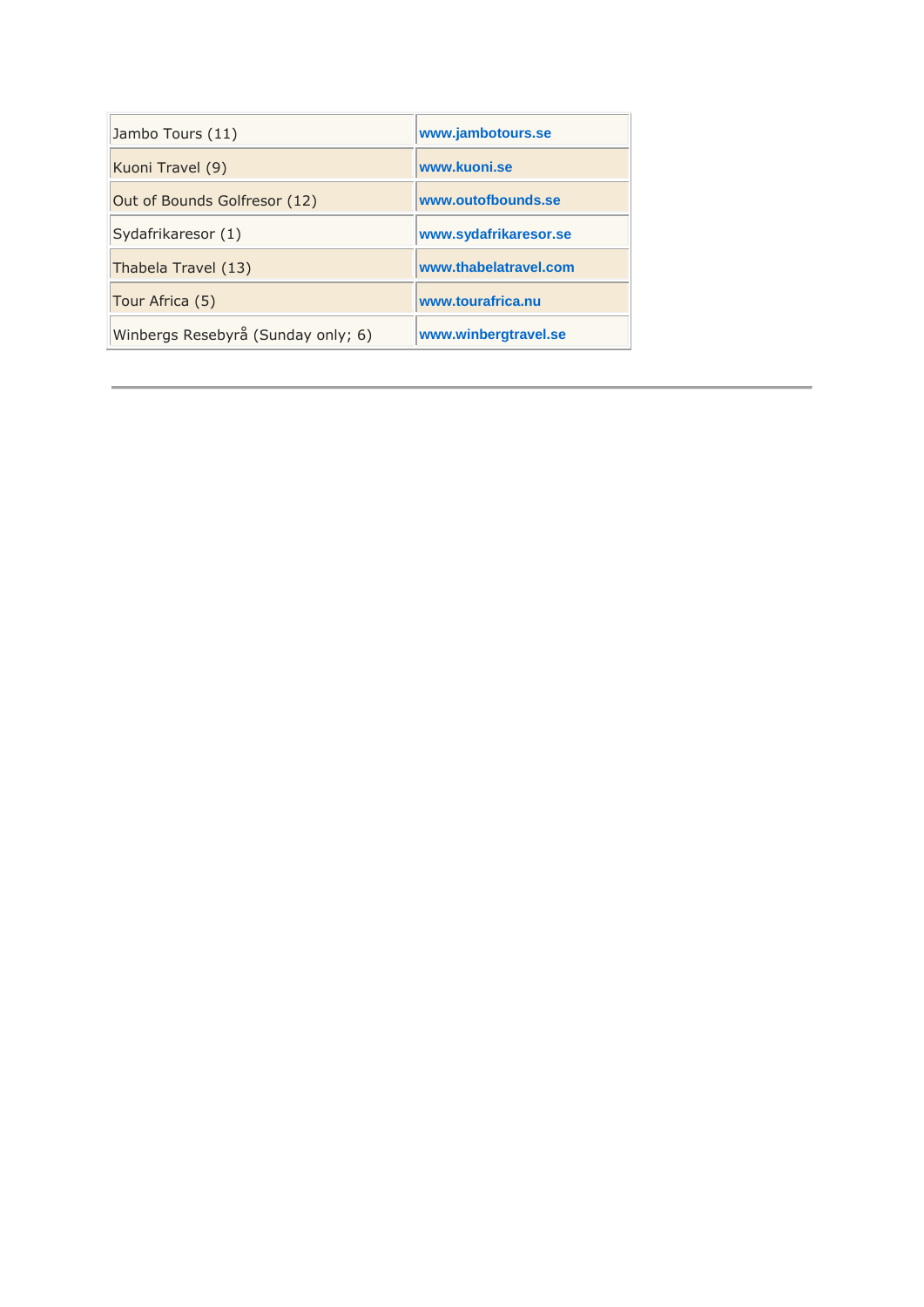| | |
|---|---|
| Jambo Tours (11) | **www.jambotours.se** |
| Kuoni Travel (9) | **www.kuoni.se** |
| Out of Bounds Golfresor (12) | **www.outofbounds.se** |
| Sydafrikaresor (1) | **www.sydafrikaresor.se** |
| Thabela Travel (13) | **www.thabelatravel.com** |
| Tour Africa (5) | **www.tourafrica.nu** |
| Winbergs Resebyrå (Sunday only; 6) | **www.winbergtravel.se** |

---